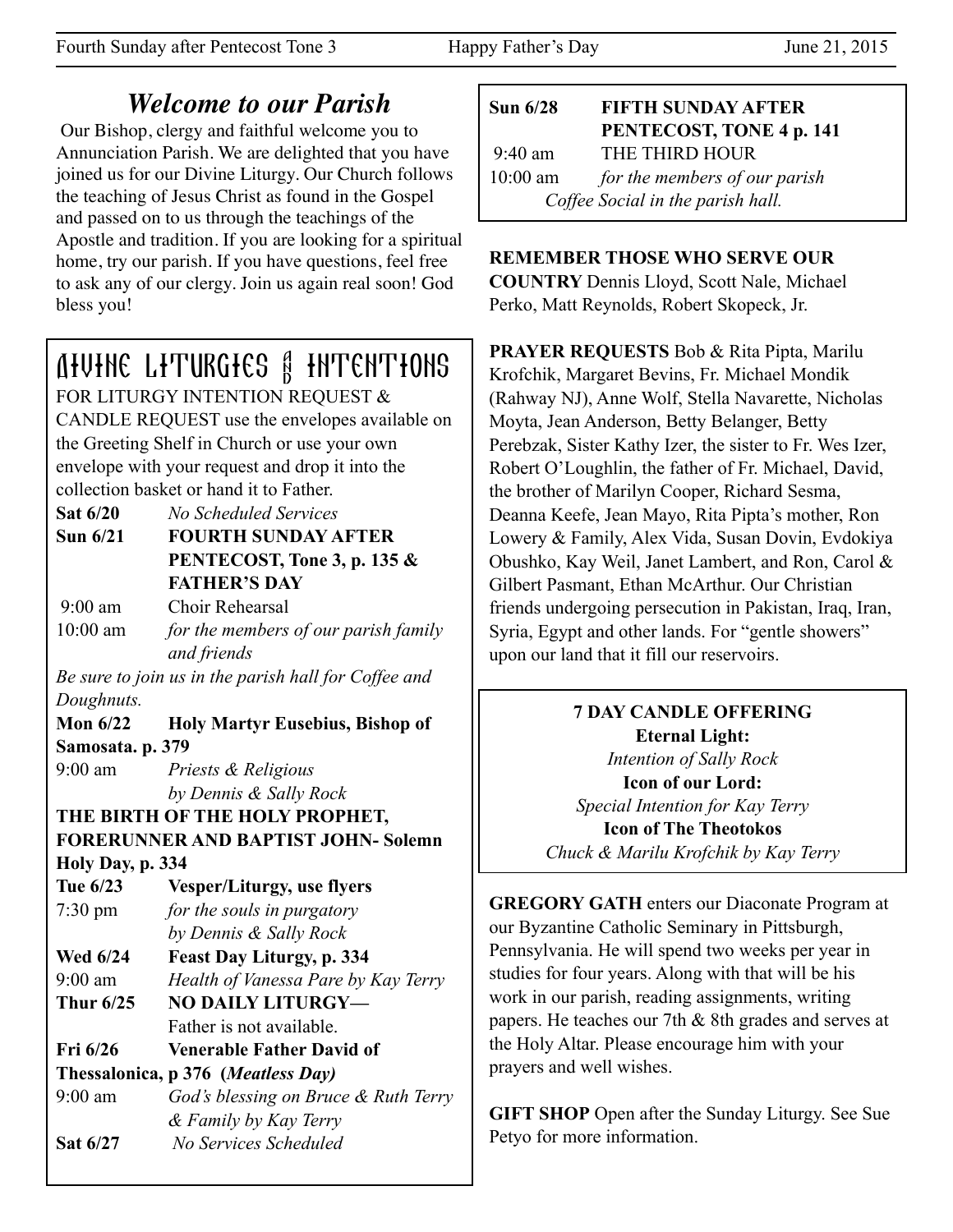# Welcome to our Parish

Our Bishop, clergy and faithful welcome you to Annunciation Parish. We are delighted that you have joined us for our Divine Liturgy. Our Church follows the teaching of Jesus Christ as found in the Gospel and passed on to us through the teachings of the Apostle and tradition. If you are looking for a spiritual home, try our parish. If you have questions, feel free to ask any of our clergy. Join us again real soon! God bless you!

## DIVINE LITURGIES & INTENTIONS

FOR LITURGY INTENTION REQUEST & CANDLE REQUEST use the envelopes available on the Greeting Shelf in Church or use your own envelope with your request and drop it into the collection basket or hand it to Father.

**Sat 6/20** *No Scheduled Services*

**Sun 6/21 FOURTH SUNDAY AFTER PENTECOST, Tone 3, p. 135 & FATHER'S DAY**

9:00 am Choir Rehearsal

10:00 am *for the members of our parish family and friends*

*Be sure to join us in the parish hall for Coffee and Doughnuts.*

**Mon 6/22 Holy Martyr Eusebius, Bishop of Samosata. p. 379**

9:00 am *Priests & Religious by Dennis & Sally Rock*

**THE BIRTH OF THE HOLY PROPHET, FORERUNNER AND BAPTIST JOHN- Solemn Holy Day, p. 334**

**Tue 6/23 Vesper/Liturgy, use flyers**

7:30 pm *for the souls in purgatory by Dennis & Sally Rock*

**Wed 6/24 Feast Day Liturgy, p. 334**

9:00 am *Health of Vanessa Pare by Kay Terry*

**Thur 6/25 NO DAILY LITURGY—** Father is not available.

**Fri 6/26 Venerable Father David of Thessalonica, p 376 (*Meatless Day*)**

9:00 am *God's blessing on Bruce & Ruth Terry & Family by Kay Terry*

**Sat 6/27** *No Services Scheduled*

---

**Sun 6/28 FIFTH SUNDAY AFTER PENTECOST, TONE 4 p. 141**

9:40 am THE THIRD HOUR

10:00 am *for the members of our parish*

*Coffee Social in the parish hall.*

---

**REMEMBER THOSE WHO SERVE OUR COUNTRY** Dennis Lloyd, Scott Nale, Michael Perko, Matt Reynolds, Robert Skopeck, Jr.

**PRAYER REQUESTS** Bob & Rita Pipta, Marilu Krofchik, Margaret Bevins, Fr. Michael Mondik (Rahway NJ), Anne Wolf, Stella Navarette, Nicholas Moyta, Jean Anderson, Betty Belanger, Betty Perebzak, Sister Kathy Izer, the sister to Fr. Wes Izer, Robert O'Loughlin, the father of Fr. Michael, David, the brother of Marilyn Cooper, Richard Sesma, Deanna Keefe, Jean Mayo, Rita Pipta's mother, Ron Lowery & Family, Alex Vida, Susan Dovin, Evdokiya Obushko, Kay Weil, Janet Lambert, and Ron, Carol & Gilbert Pasmant, Ethan McArthur. Our Christian friends undergoing persecution in Pakistan, Iraq, Iran, Syria, Egypt and other lands. For "gentle showers" upon our land that it fill our reservoirs.

---

**7 DAY CANDLE OFFERING**

**Eternal Light:**
*Intention of Sally Rock*

**Icon of our Lord:**
*Special Intention for Kay Terry*

**Icon of The Theotokos**
*Chuck & Marilu Krofchik by Kay Terry*

---

**GREGORY GATH** enters our Diaconate Program at our Byzantine Catholic Seminary in Pittsburgh, Pennsylvania. He will spend two weeks per year in studies for four years. Along with that will be his work in our parish, reading assignments, writing papers. He teaches our 7th & 8th grades and serves at the Holy Altar. Please encourage him with your prayers and well wishes.

**GIFT SHOP** Open after the Sunday Liturgy. See Sue Petyo for more information.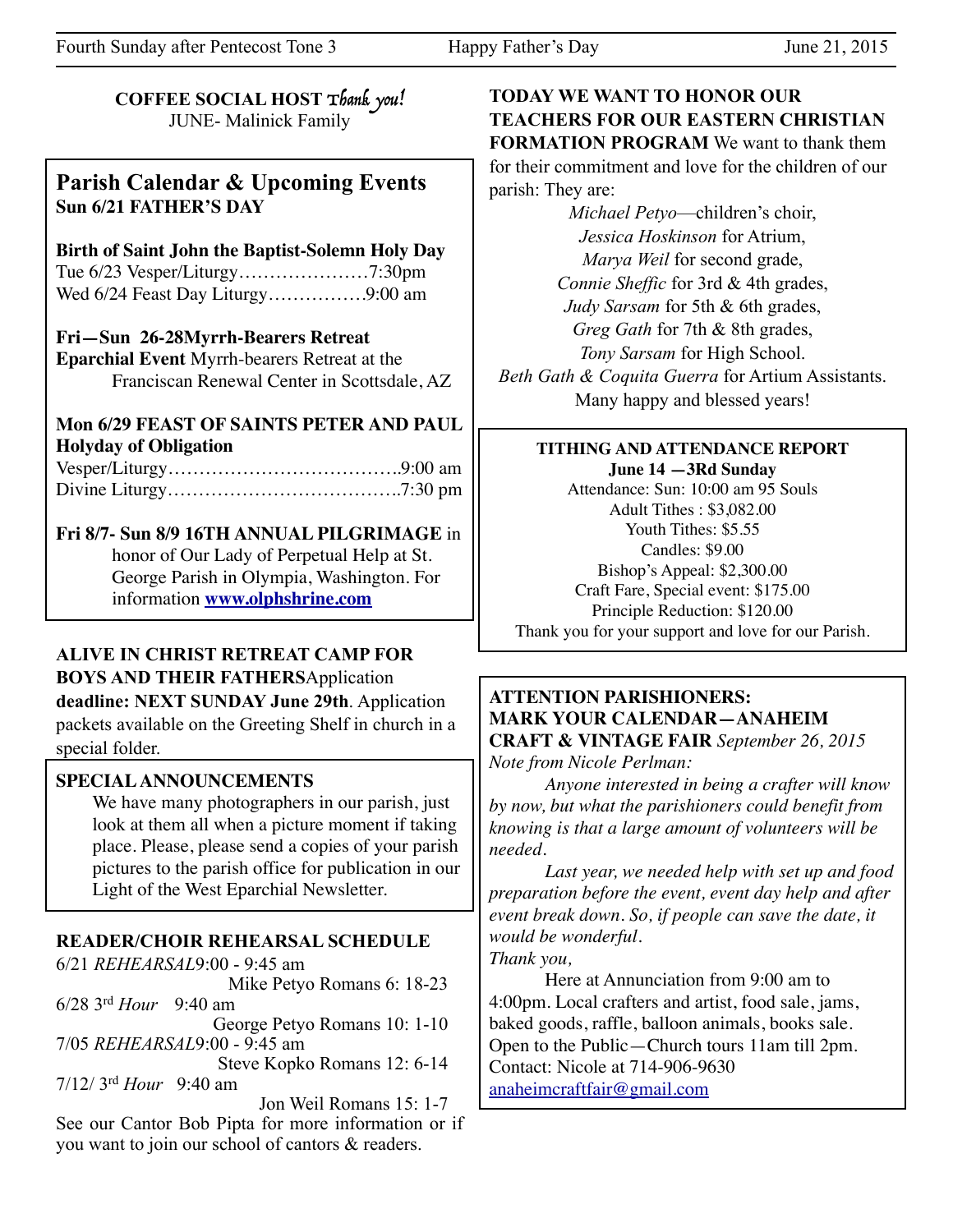**COFFEE SOCIAL HOST** *Thank you!*
JUNE- Malinick Family

## Parish Calendar & Upcoming Events

**Sun 6/21 FATHER'S DAY**

**Birth of Saint John the Baptist-Solemn Holy Day**
Tue 6/23 Vesper/Liturgy…………………7:30pm
Wed 6/24 Feast Day Liturgy…………….9:00 am

**Fri—Sun 26-28Myrrh-Bearers Retreat**
**Eparchial Event** Myrrh-bearers Retreat at the Franciscan Renewal Center in Scottsdale, AZ

**Mon 6/29 FEAST OF SAINTS PETER AND PAUL Holyday of Obligation**
Vesper/Liturgy……………………………….9:00 am
Divine Liturgy……………………………….7:30 pm

**Fri 8/7- Sun 8/9 16TH ANNUAL PILGRIMAGE** in honor of Our Lady of Perpetual Help at St. George Parish in Olympia, Washington. For information **www.olphshrine.com**

**ALIVE IN CHRIST RETREAT CAMP FOR BOYS AND THEIR FATHERS**Application **deadline: NEXT SUNDAY June 29th**. Application packets available on the Greeting Shelf in church in a special folder.

**SPECIAL ANNOUNCEMENTS**

We have many photographers in our parish, just look at them all when a picture moment if taking place. Please, please send a copies of your parish pictures to the parish office for publication in our Light of the West Eparchial Newsletter.

**READER/CHOIR REHEARSAL SCHEDULE**

6/21 *REHEARSAL*9:00 - 9:45 am
Mike Petyo Romans 6: 18-23
6/28 3rd *Hour* 9:40 am
George Petyo Romans 10: 1-10
7/05 *REHEARSAL*9:00 - 9:45 am
Steve Kopko Romans 12: 6-14
7/12/ 3rd *Hour* 9:40 am
Jon Weil Romans 15: 1-7

See our Cantor Bob Pipta for more information or if you want to join our school of cantors & readers.

**TODAY WE WANT TO HONOR OUR TEACHERS FOR OUR EASTERN CHRISTIAN FORMATION PROGRAM** We want to thank them for their commitment and love for the children of our parish: They are:

*Michael Petyo*—children's choir,
*Jessica Hoskinson* for Atrium,
*Marya Weil* for second grade,
*Connie Sheffic* for 3rd & 4th grades,
*Judy Sarsam* for 5th & 6th grades,
*Greg Gath* for 7th & 8th grades,
*Tony Sarsam* for High School.
*Beth Gath & Coquita Guerra* for Artium Assistants.
Many happy and blessed years!

**TITHING AND ATTENDANCE REPORT**
**June 14 —3Rd Sunday**
Attendance: Sun: 10:00 am 95 Souls
Adult Tithes : $3,082.00
Youth Tithes: $5.55
Candles: $9.00
Bishop's Appeal: $2,300.00
Craft Fare, Special event: $175.00
Principle Reduction: $120.00
Thank you for your support and love for our Parish.

**ATTENTION PARISHIONERS: MARK YOUR CALENDAR—ANAHEIM CRAFT & VINTAGE FAIR** *September 26, 2015*
*Note from Nicole Perlman:*

*Anyone interested in being a crafter will know by now, but what the parishioners could benefit from knowing is that a large amount of volunteers will be needed.*

*Last year, we needed help with set up and food preparation before the event, event day help and after event break down. So, if people can save the date, it would be wonderful.*

*Thank you,*

Here at Annunciation from 9:00 am to 4:00pm. Local crafters and artist, food sale, jams, baked goods, raffle, balloon animals, books sale. Open to the Public—Church tours 11am till 2pm. Contact: Nicole at 714-906-9630
anaheimcraftfair@gmail.com